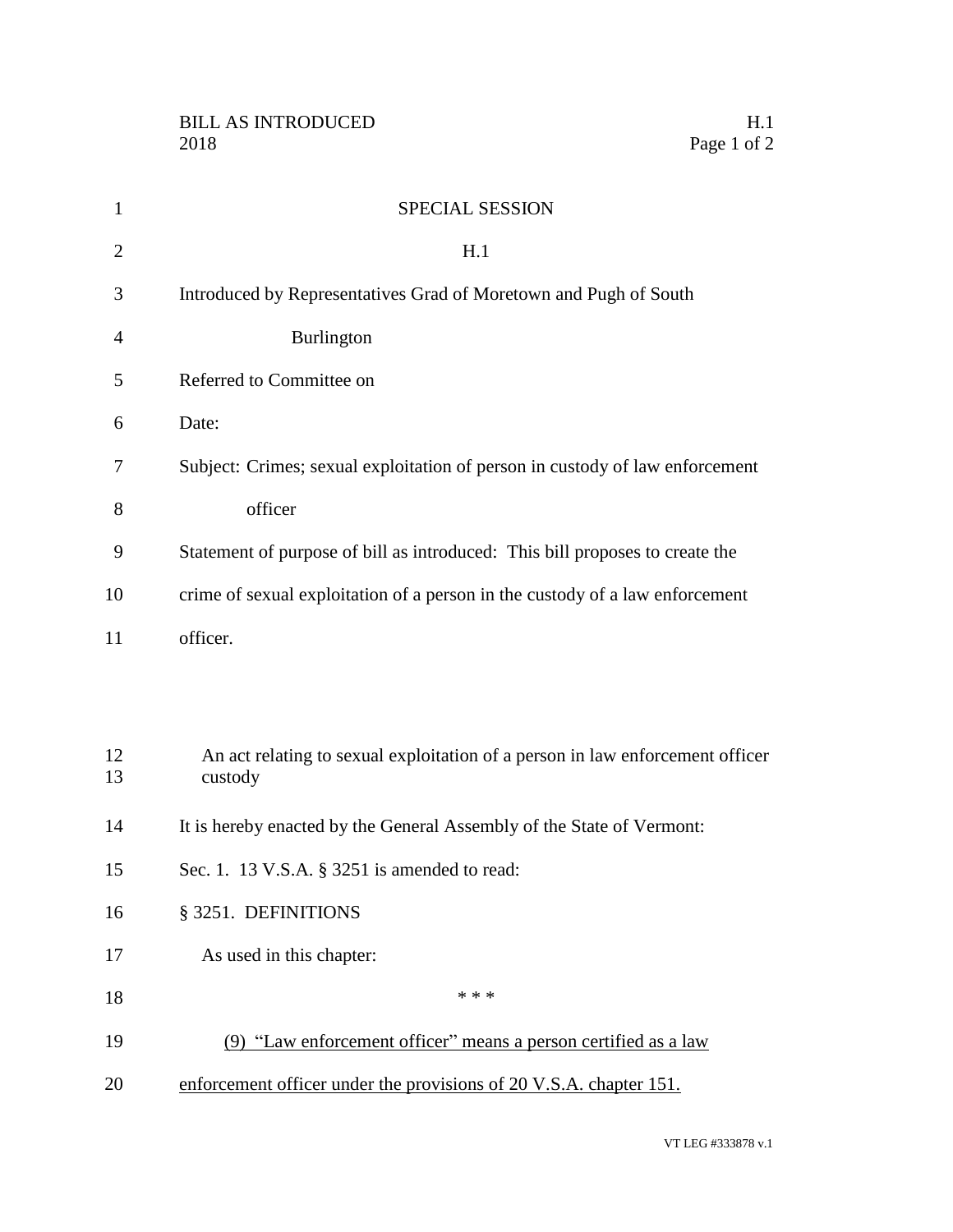BILL AS INTRODUCED H.1
2018

SPECIAL SESSION

H.1

Introduced by Representatives Grad of Moretown and Pugh of South Burlington

Referred to Committee on

Date:

Subject: Crimes; sexual exploitation of person in custody of law enforcement officer

Statement of purpose of bill as introduced: This bill proposes to create the crime of sexual exploitation of a person in the custody of a law enforcement officer.

An act relating to sexual exploitation of a person in law enforcement officer custody

It is hereby enacted by the General Assembly of the State of Vermont:

Sec. 1. 13 V.S.A. § 3251 is amended to read:

§ 3251. DEFINITIONS

As used in this chapter:

\* \* \*

<u>(9) "Law enforcement officer" means a person certified as a law enforcement officer under the provisions of 20 V.S.A. chapter 151.</u>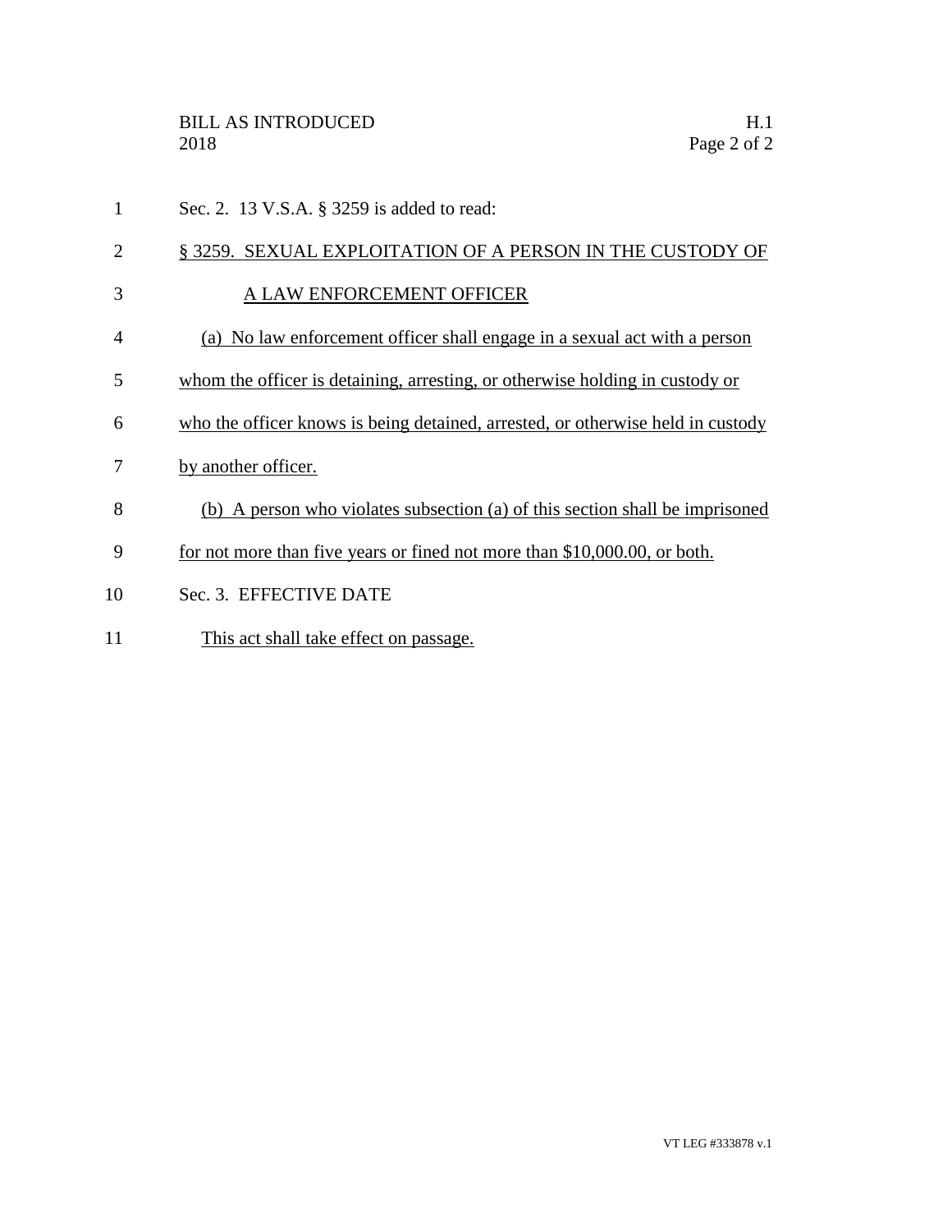Sec. 2. 13 V.S.A. § 3259 is added to read:

§ 3259. SEXUAL EXPLOITATION OF A PERSON IN THE CUSTODY OF A LAW ENFORCEMENT OFFICER

(a) No law enforcement officer shall engage in a sexual act with a person whom the officer is detaining, arresting, or otherwise holding in custody or who the officer knows is being detained, arrested, or otherwise held in custody by another officer.

(b) A person who violates subsection (a) of this section shall be imprisoned for not more than five years or fined not more than $10,000.00, or both.

Sec. 3. EFFECTIVE DATE

This act shall take effect on passage.